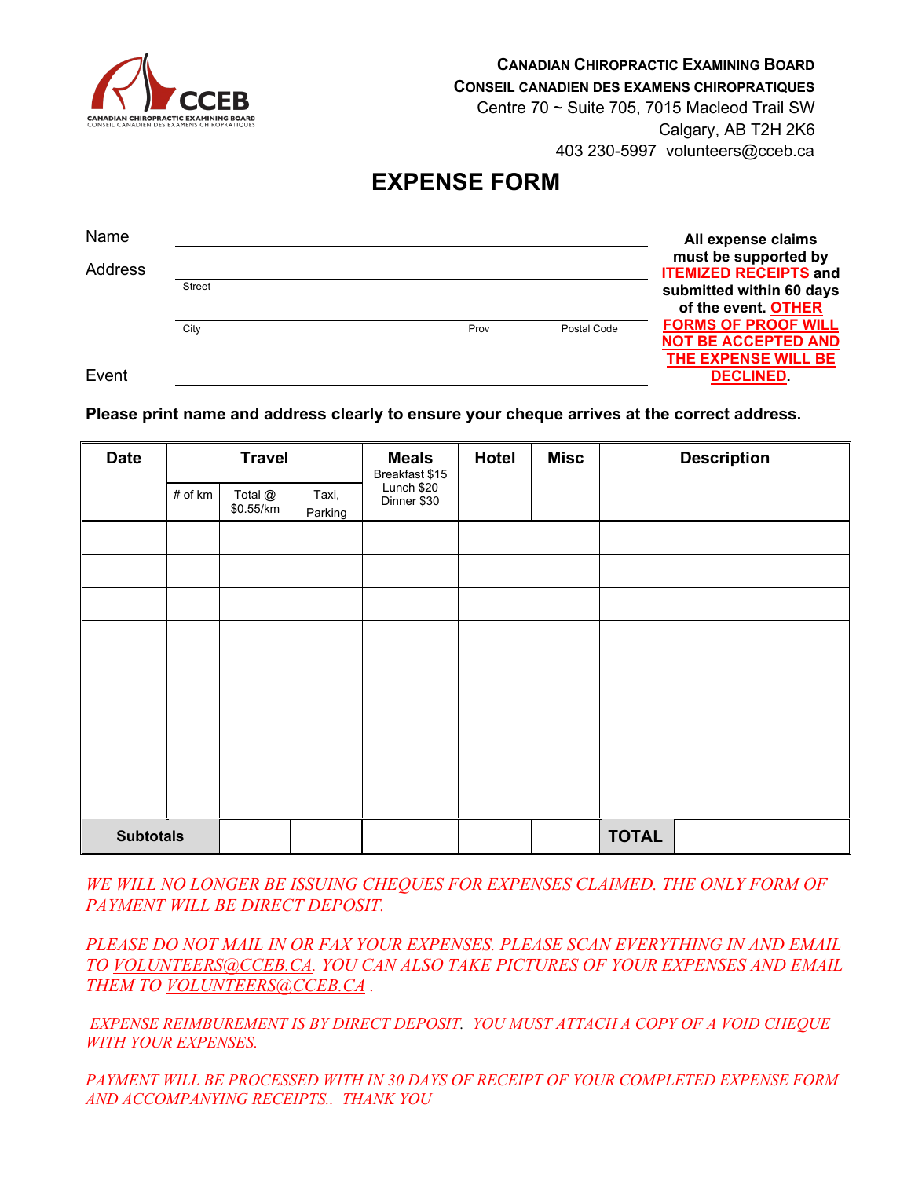**CANADIAN CHIROPRACTIC EXAMINING BOARD**
**CONSEIL CANADIEN DES EXAMENS CHIROPRATIQUES**
Centre 70 ~ Suite 705, 7015 Macleod Trail SW
Calgary, AB T2H 2K6
403 230-5997 volunteers@cceb.ca

# EXPENSE FORM

Name ______________________________

Address ______________________________
Street

______________________________
City Prov Postal Code

Event ______________________________

**All expense claims must be supported by ITEMIZED RECEIPTS and submitted within 60 days of the event. OTHER FORMS OF PROOF WILL NOT BE ACCEPTED AND THE EXPENSE WILL BE DECLINED.**

**Please print name and address clearly to ensure your cheque arrives at the correct address.**

| Date | Travel | | | Meals Breakfast $15 Lunch $20 Dinner $30 | Hotel | Misc | Description |
|---|---|---|---|---|---|---|---|
| | # of km | Total @ $0.55/km | Taxi, Parking | | | | |
| | | | | | | | |
| | | | | | | | |
| | | | | | | | |
| | | | | | | | |
| | | | | | | | |
| | | | | | | | |
| | | | | | | | |
| | | | | | | | |
| | | | | | | | |
| **Subtotals** | | | | | | | **TOTAL** |

*WE WILL NO LONGER BE ISSUING CHEQUES FOR EXPENSES CLAIMED. THE ONLY FORM OF PAYMENT WILL BE DIRECT DEPOSIT.*

*PLEASE DO NOT MAIL IN OR FAX YOUR EXPENSES. PLEASE SCAN EVERYTHING IN AND EMAIL TO VOLUNTEERS@CCEB.CA. YOU CAN ALSO TAKE PICTURES OF YOUR EXPENSES AND EMAIL THEM TO VOLUNTEERS@CCEB.CA .*

*EXPENSE REIMBUREMENT IS BY DIRECT DEPOSIT. YOU MUST ATTACH A COPY OF A VOID CHEQUE WITH YOUR EXPENSES.*

*PAYMENT WILL BE PROCESSED WITH IN 30 DAYS OF RECEIPT OF YOUR COMPLETED EXPENSE FORM AND ACCOMPANYING RECEIPTS.. THANK YOU*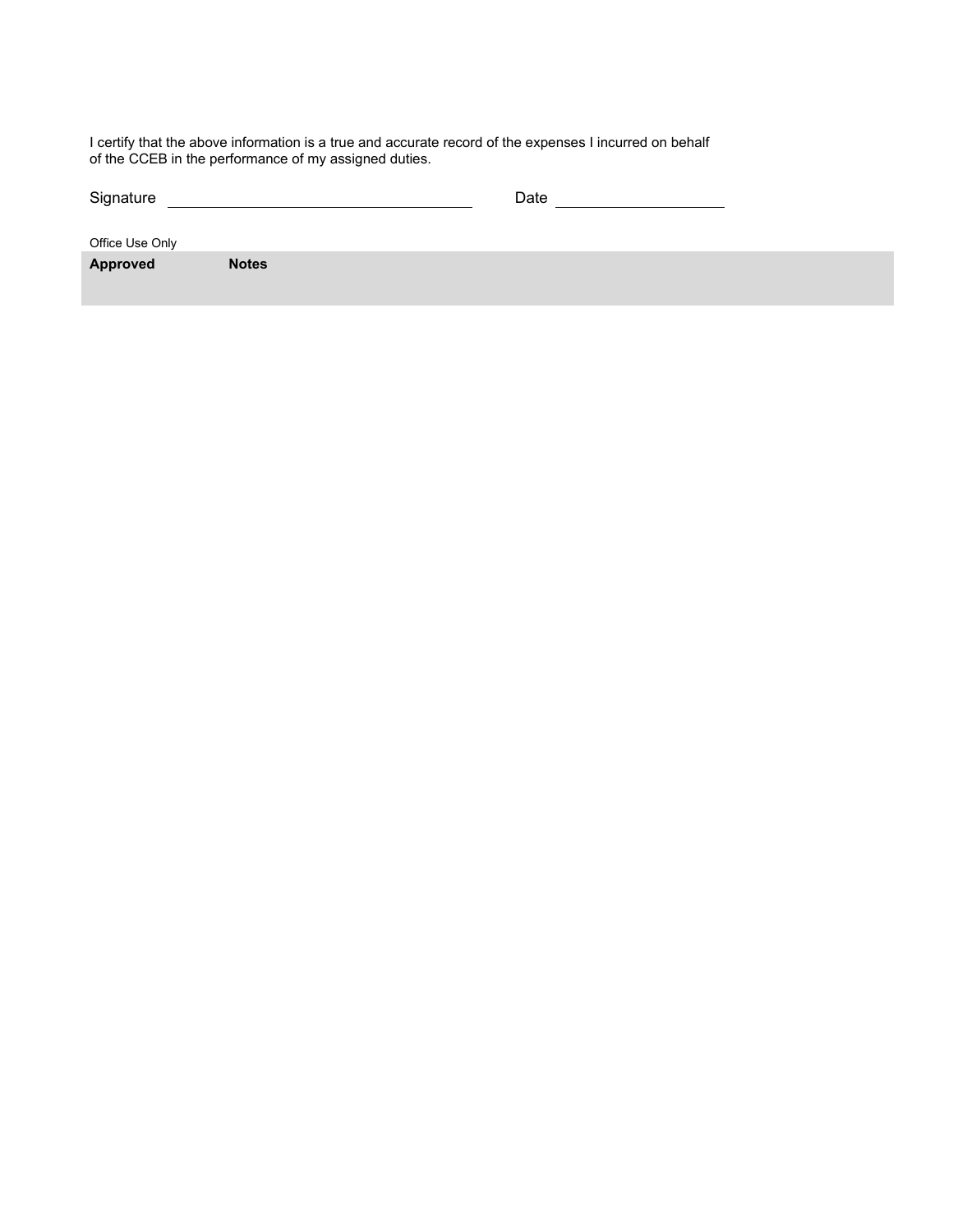I certify that the above information is a true and accurate record of the expenses I incurred on behalf of the CCEB in the performance of my assigned duties.

Signature \_\_\_\_\_\_\_\_\_\_\_\_\_\_\_\_\_\_\_\_\_\_\_\_\_\_\_\_\_\_ Date \_\_\_\_\_\_\_\_\_\_\_\_\_\_\_\_\_\_

Office Use Only

| **Approved** | **Notes** |
|---|---|
| | |